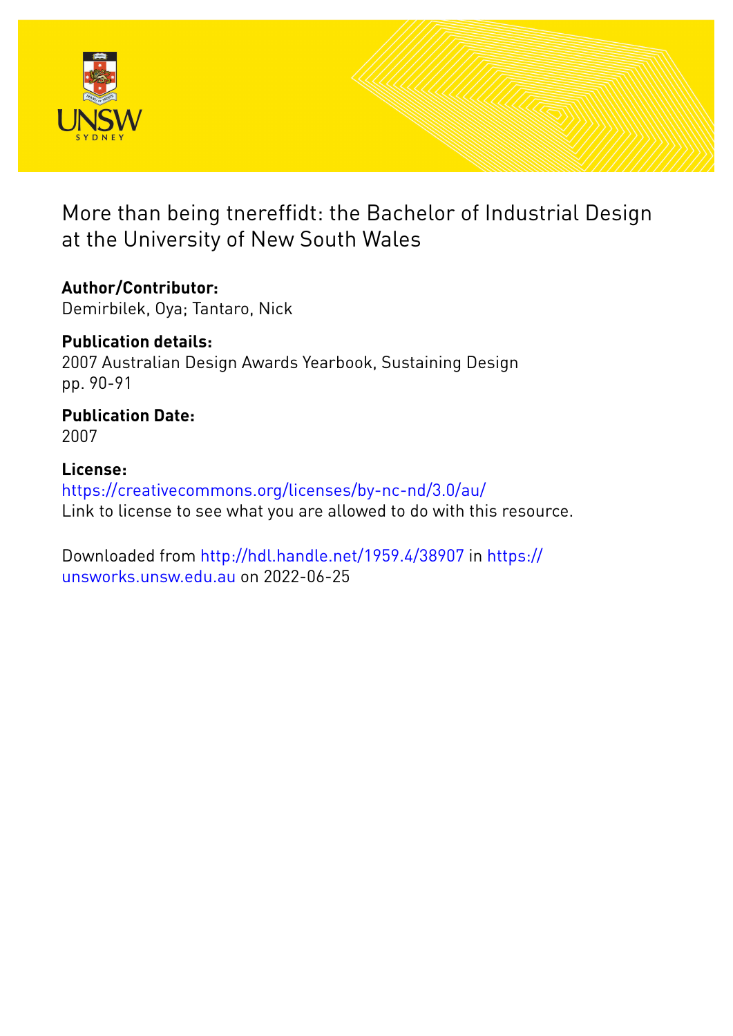# More than being tnereffidt: the Bachelor of Industrial Design at the University of New South Wales

**Author/Contributor:**
Demirbilek, Oya; Tantaro, Nick

**Publication details:**
2007 Australian Design Awards Yearbook, Sustaining Design
pp. 90-91

**Publication Date:**
2007

**License:**
https://creativecommons.org/licenses/by-nc-nd/3.0/au/
Link to license to see what you are allowed to do with this resource.

Downloaded from http://hdl.handle.net/1959.4/38907 in https://unsworks.unsw.edu.au on 2022-06-25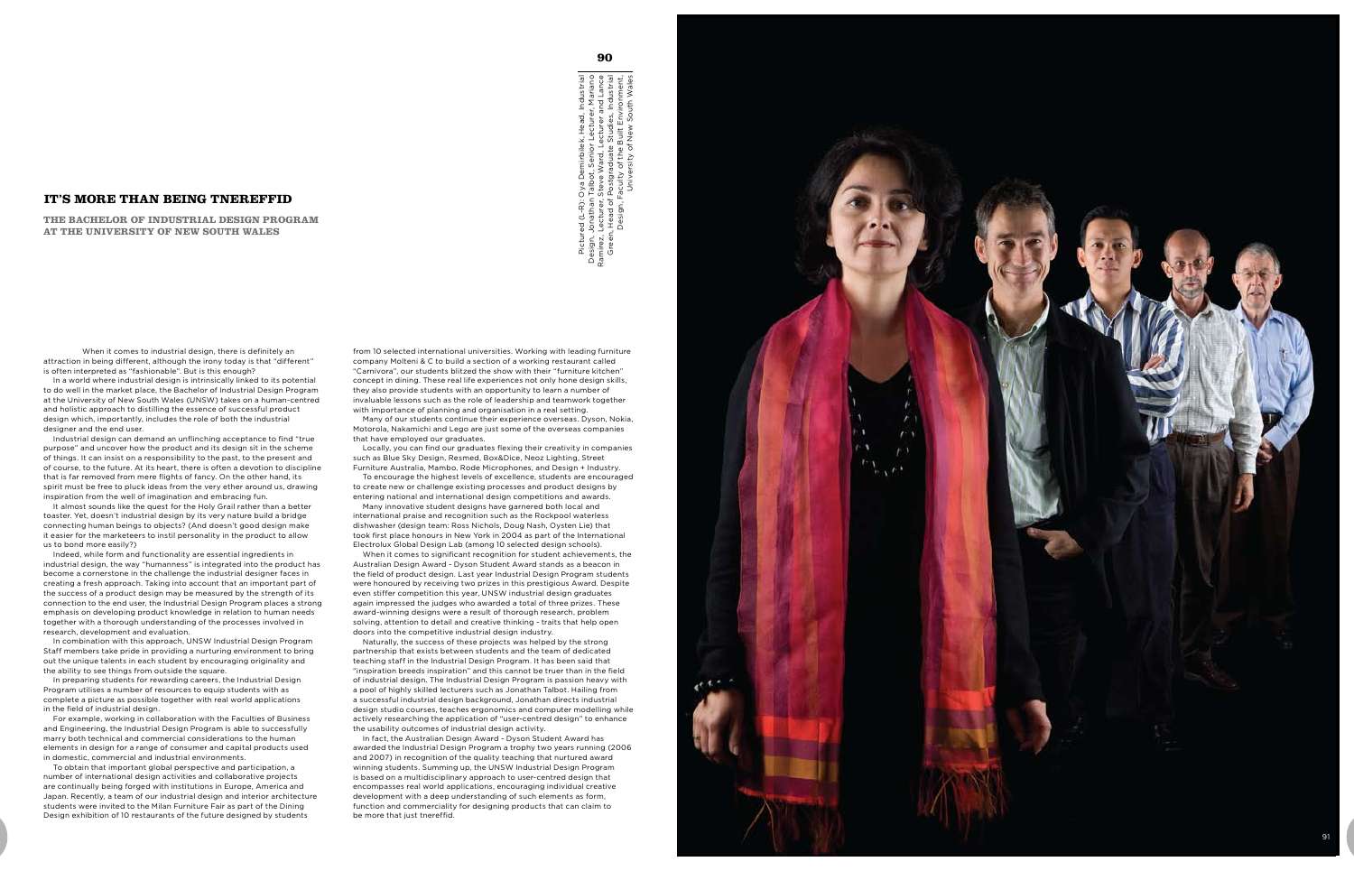# IT'S MORE THAN BEING TNEREFFID

## THE BACHELOR OF INDUSTRIAL DESIGN PROGRAM AT THE UNIVERSITY OF NEW SOUTH WALES

Pictured (L-R): Oya Demirbilek, Head, Industrial Design, Jonathan Talbot, Senior Lecturer, Mariano Ramirez, Lecturer, Steve Ward, Lecturer and Lance Green, Head of Postgraduate Studies, Industrial Design, Faculty of the Built Environment, University of New South Wales

When it comes to industrial design, there is definitely an attraction in being different, although the irony today is that "different" is often interpreted as "fashionable". But is this enough?

In a world where industrial design is intrinsically linked to its potential to do well in the market place, the Bachelor of Industrial Design Program at the University of New South Wales (UNSW) takes on a human-centred and holistic approach to distilling the essence of successful product design which, importantly, includes the role of both the industrial designer and the end user.

Industrial design can demand an unflinching acceptance to find "true purpose" and uncover how the product and its design sit in the scheme of things. It can insist on a responsibility to the past, to the present and of course, to the future. At its heart, there is often a devotion to discipline that is far removed from mere flights of fancy. On the other hand, its spirit must be free to pluck ideas from the very ether around us, drawing inspiration from the well of imagination and embracing fun.

It almost sounds like the quest for the Holy Grail rather than a better toaster. Yet, doesn't industrial design by its very nature build a bridge connecting human beings to objects? (And doesn't good design make it easier for the marketeers to instil personality in the product to allow us to bond more easily?)

Indeed, while form and functionality are essential ingredients in industrial design, the way "humanness" is integrated into the product has become a cornerstone in the challenge the industrial designer faces in creating a fresh approach. Taking into account that an important part of the success of a product design may be measured by the strength of its connection to the end user, the Industrial Design Program places a strong emphasis on developing product knowledge in relation to human needs together with a thorough understanding of the processes involved in research, development and evaluation.

In combination with this approach, UNSW Industrial Design Program Staff members take pride in providing a nurturing environment to bring out the unique talents in each student by encouraging originality and the ability to see things from outside the square.

In preparing students for rewarding careers, the Industrial Design Program utilises a number of resources to equip students with as complete a picture as possible together with real world applications in the field of industrial design.

For example, working in collaboration with the Faculties of Business and Engineering, the Industrial Design Program is able to successfully marry both technical and commercial considerations to the human elements in design for a range of consumer and capital products used in domestic, commercial and industrial environments.

To obtain that important global perspective and participation, a number of international design activities and collaborative projects are continually being forged with institutions in Europe, America and Japan. Recently, a team of our industrial design and interior architecture students were invited to the Milan Furniture Fair as part of the Dining Design exhibition of 10 restaurants of the future designed by students from 10 selected international universities. Working with leading furniture company Molteni & C to build a section of a working restaurant called "Carnivora", our students blitzed the show with their "furniture kitchen" concept in dining. These real life experiences not only hone design skills, they also provide students with an opportunity to learn a number of invaluable lessons such as the role of leadership and teamwork together with importance of planning and organisation in a real setting.

Many of our students continue their experience overseas. Dyson, Nokia, Motorola, Nakamichi and Lego are just some of the overseas companies that have employed our graduates.

Locally, you can find our graduates flexing their creativity in companies such as Blue Sky Design, Resmed, Box&Dice, Neoz Lighting, Street Furniture Australia, Mambo, Rode Microphones, and Design + Industry.

To encourage the highest levels of excellence, students are encouraged to create new or challenge existing processes and product designs by entering national and international design competitions and awards.

Many innovative student designs have garnered both local and international praise and recognition such as the Rockpool waterless dishwasher (design team: Ross Nichols, Doug Nash, Oysten Lie) that took first place honours in New York in 2004 as part of the International Electrolux Global Design Lab (among 10 selected design schools).

When it comes to significant recognition for student achievements, the Australian Design Award - Dyson Student Award stands as a beacon in the field of product design. Last year Industrial Design Program students were honoured by receiving two prizes in this prestigious Award. Despite even stiffer competition this year, UNSW industrial design graduates again impressed the judges who awarded a total of three prizes. These award-winning designs were a result of thorough research, problem solving, attention to detail and creative thinking - traits that help open doors into the competitive industrial design industry.

Naturally, the success of these projects was helped by the strong partnership that exists between students and the team of dedicated teaching staff in the Industrial Design Program. It has been said that "inspiration breeds inspiration" and this cannot be truer than in the field of industrial design. The Industrial Design Program is passion heavy with a pool of highly skilled lecturers such as Jonathan Talbot. Hailing from a successful industrial design background, Jonathan directs industrial design studio courses, teaches ergonomics and computer modelling while actively researching the application of "user-centred design" to enhance the usability outcomes of industrial design activity.

In fact, the Australian Design Award - Dyson Student Award has awarded the Industrial Design Program a trophy two years running (2006 and 2007) in recognition of the quality teaching that nurtured award winning students. Summing up, the UNSW Industrial Design Program is based on a multidisciplinary approach to user-centred design that encompasses real world applications, encouraging individual creative development with a deep understanding of such elements as form, function and commerciality for designing products that can claim to be more that just tnereffid.